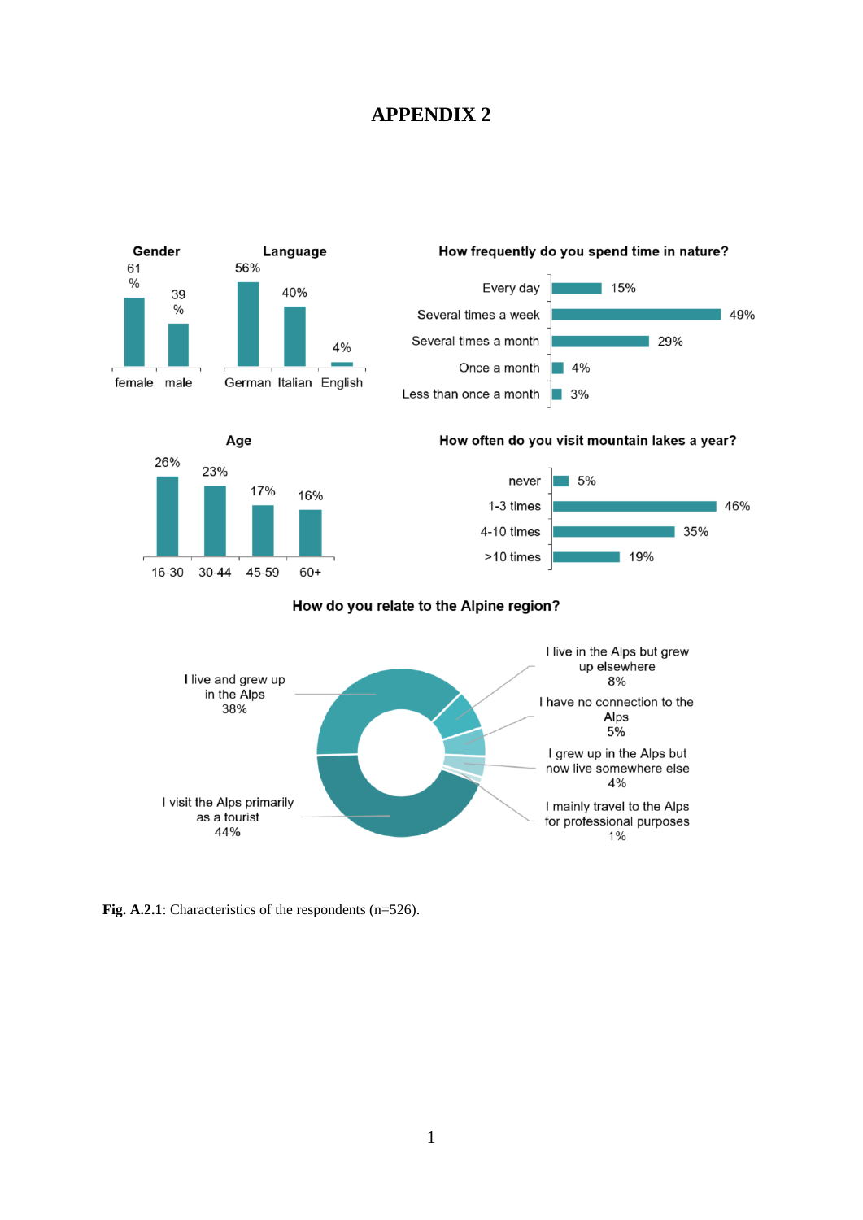# APPENDIX 2

**Gender**

| female | male |
|---|---|
| 61 % | 39 % |

**Language**

| German | Italian | English |
|---|---|---|
| 56% | 40% | 4% |

**How frequently do you spend time in nature?**

| | |
|---|---|
| Every day | 15% |
| Several times a week | 49% |
| Several times a month | 29% |
| Once a month | 4% |
| Less than once a month | 3% |

**Age**

| 16-30 | 30-44 | 45-59 | 60+ |
|---|---|---|---|
| 26% | 23% | 17% | 16% |

**How often do you visit mountain lakes a year?**

| | |
|---|---|
| never | 5% |
| 1-3 times | 46% |
| 4-10 times | 35% |
| >10 times | 19% |

**How do you relate to the Alpine region?**

| | |
|---|---|
| I live and grew up in the Alps | 38% |
| I visit the Alps primarily as a tourist | 44% |
| I live in the Alps but grew up elsewhere | 8% |
| I have no connection to the Alps | 5% |
| I grew up in the Alps but now live somewhere else | 4% |
| I mainly travel to the Alps for professional purposes | 1% |

**Fig. A.2.1**: Characteristics of the respondents (n=526).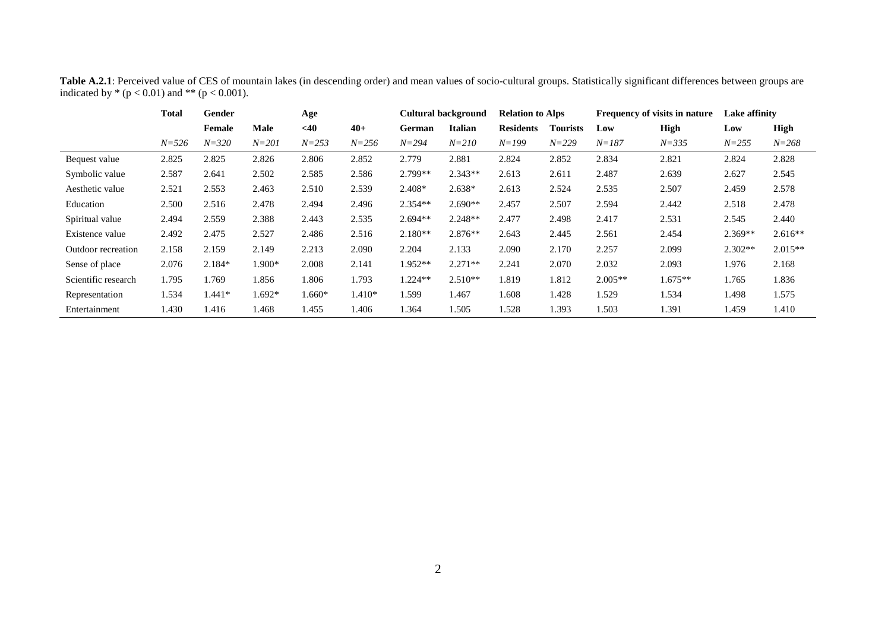**Table A.2.1**: Perceived value of CES of mountain lakes (in descending order) and mean values of socio-cultural groups. Statistically significant differences between groups are indicated by * ($p < 0.01$) and ** ($p < 0.001$).

| | **Total** | **Gender** | | **Age** | | **Cultural background** | | **Relation to Alps** | | **Frequency of visits in nature** | | **Lake affinity** | |
|---|---|---|---|---|---|---|---|---|---|---|---|---|---|
| | | **Female** | **Male** | **<40** | **40+** | **German** | **Italian** | **Residents** | **Tourists** | **Low** | **High** | **Low** | **High** |
| | *N=526* | *N=320* | *N=201* | *N=253* | *N=256* | *N=294* | *N=210* | *N=199* | *N=229* | *N=187* | *N=335* | *N=255* | *N=268* |
| Bequest value | 2.825 | 2.825 | 2.826 | 2.806 | 2.852 | 2.779 | 2.881 | 2.824 | 2.852 | 2.834 | 2.821 | 2.824 | 2.828 |
| Symbolic value | 2.587 | 2.641 | 2.502 | 2.585 | 2.586 | 2.799** | 2.343** | 2.613 | 2.611 | 2.487 | 2.639 | 2.627 | 2.545 |
| Aesthetic value | 2.521 | 2.553 | 2.463 | 2.510 | 2.539 | 2.408* | 2.638* | 2.613 | 2.524 | 2.535 | 2.507 | 2.459 | 2.578 |
| Education | 2.500 | 2.516 | 2.478 | 2.494 | 2.496 | 2.354** | 2.690** | 2.457 | 2.507 | 2.594 | 2.442 | 2.518 | 2.478 |
| Spiritual value | 2.494 | 2.559 | 2.388 | 2.443 | 2.535 | 2.694** | 2.248** | 2.477 | 2.498 | 2.417 | 2.531 | 2.545 | 2.440 |
| Existence value | 2.492 | 2.475 | 2.527 | 2.486 | 2.516 | 2.180** | 2.876** | 2.643 | 2.445 | 2.561 | 2.454 | 2.369** | 2.616** |
| Outdoor recreation | 2.158 | 2.159 | 2.149 | 2.213 | 2.090 | 2.204 | 2.133 | 2.090 | 2.170 | 2.257 | 2.099 | 2.302** | 2.015** |
| Sense of place | 2.076 | 2.184* | 1.900* | 2.008 | 2.141 | 1.952** | 2.271** | 2.241 | 2.070 | 2.032 | 2.093 | 1.976 | 2.168 |
| Scientific research | 1.795 | 1.769 | 1.856 | 1.806 | 1.793 | 1.224** | 2.510** | 1.819 | 1.812 | 2.005** | 1.675** | 1.765 | 1.836 |
| Representation | 1.534 | 1.441* | 1.692* | 1.660* | 1.410* | 1.599 | 1.467 | 1.608 | 1.428 | 1.529 | 1.534 | 1.498 | 1.575 |
| Entertainment | 1.430 | 1.416 | 1.468 | 1.455 | 1.406 | 1.364 | 1.505 | 1.528 | 1.393 | 1.503 | 1.391 | 1.459 | 1.410 |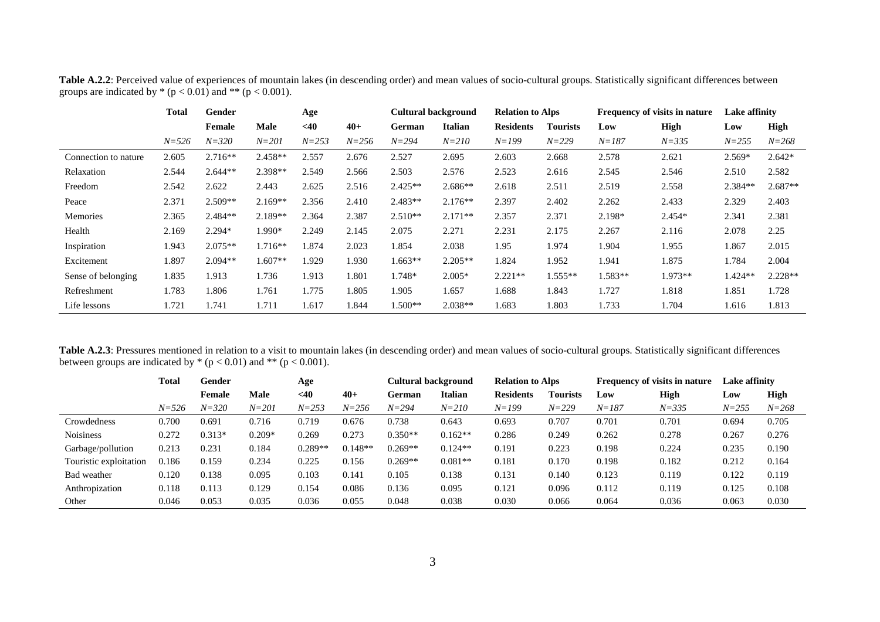**Table A.2.2**: Perceived value of experiences of mountain lakes (in descending order) and mean values of socio-cultural groups. Statistically significant differences between groups are indicated by * ($p < 0.01$) and ** ($p < 0.001$).

| | Total | Gender | | Age | | Cultural background | | Relation to Alps | | Frequency of visits in nature | | Lake affinity | |
|---|---|---|---|---|---|---|---|---|---|---|---|---|---|
| | | Female | Male | <40 | 40+ | German | Italian | Residents | Tourists | Low | High | Low | High |
| | *N=526* | *N=320* | *N=201* | *N=253* | *N=256* | *N=294* | *N=210* | *N=199* | *N=229* | *N=187* | *N=335* | *N=255* | *N=268* |
| Connection to nature | 2.605 | 2.716** | 2.458** | 2.557 | 2.676 | 2.527 | 2.695 | 2.603 | 2.668 | 2.578 | 2.621 | 2.569* | 2.642* |
| Relaxation | 2.544 | 2.644** | 2.398** | 2.549 | 2.566 | 2.503 | 2.576 | 2.523 | 2.616 | 2.545 | 2.546 | 2.510 | 2.582 |
| Freedom | 2.542 | 2.622 | 2.443 | 2.625 | 2.516 | 2.425** | 2.686** | 2.618 | 2.511 | 2.519 | 2.558 | 2.384** | 2.687** |
| Peace | 2.371 | 2.509** | 2.169** | 2.356 | 2.410 | 2.483** | 2.176** | 2.397 | 2.402 | 2.262 | 2.433 | 2.329 | 2.403 |
| Memories | 2.365 | 2.484** | 2.189** | 2.364 | 2.387 | 2.510** | 2.171** | 2.357 | 2.371 | 2.198* | 2.454* | 2.341 | 2.381 |
| Health | 2.169 | 2.294* | 1.990* | 2.249 | 2.145 | 2.075 | 2.271 | 2.231 | 2.175 | 2.267 | 2.116 | 2.078 | 2.25 |
| Inspiration | 1.943 | 2.075** | 1.716** | 1.874 | 2.023 | 1.854 | 2.038 | 1.95 | 1.974 | 1.904 | 1.955 | 1.867 | 2.015 |
| Excitement | 1.897 | 2.094** | 1.607** | 1.929 | 1.930 | 1.663** | 2.205** | 1.824 | 1.952 | 1.941 | 1.875 | 1.784 | 2.004 |
| Sense of belonging | 1.835 | 1.913 | 1.736 | 1.913 | 1.801 | 1.748* | 2.005* | 2.221** | 1.555** | 1.583** | 1.973** | 1.424** | 2.228** |
| Refreshment | 1.783 | 1.806 | 1.761 | 1.775 | 1.805 | 1.905 | 1.657 | 1.688 | 1.843 | 1.727 | 1.818 | 1.851 | 1.728 |
| Life lessons | 1.721 | 1.741 | 1.711 | 1.617 | 1.844 | 1.500** | 2.038** | 1.683 | 1.803 | 1.733 | 1.704 | 1.616 | 1.813 |

**Table A.2.3**: Pressures mentioned in relation to a visit to mountain lakes (in descending order) and mean values of socio-cultural groups. Statistically significant differences between groups are indicated by * ($p < 0.01$) and ** ($p < 0.001$).

| | Total | Gender | | Age | | Cultural background | | Relation to Alps | | Frequency of visits in nature | | Lake affinity | |
|---|---|---|---|---|---|---|---|---|---|---|---|---|---|
| | | Female | Male | <40 | 40+ | German | Italian | Residents | Tourists | Low | High | Low | High |
| | *N=526* | *N=320* | *N=201* | *N=253* | *N=256* | *N=294* | *N=210* | *N=199* | *N=229* | *N=187* | *N=335* | *N=255* | *N=268* |
| Crowdedness | 0.700 | 0.691 | 0.716 | 0.719 | 0.676 | 0.738 | 0.643 | 0.693 | 0.707 | 0.701 | 0.701 | 0.694 | 0.705 |
| Noisiness | 0.272 | 0.313* | 0.209* | 0.269 | 0.273 | 0.350** | 0.162** | 0.286 | 0.249 | 0.262 | 0.278 | 0.267 | 0.276 |
| Garbage/pollution | 0.213 | 0.231 | 0.184 | 0.289** | 0.148** | 0.269** | 0.124** | 0.191 | 0.223 | 0.198 | 0.224 | 0.235 | 0.190 |
| Touristic exploitation | 0.186 | 0.159 | 0.234 | 0.225 | 0.156 | 0.269** | 0.081** | 0.181 | 0.170 | 0.198 | 0.182 | 0.212 | 0.164 |
| Bad weather | 0.120 | 0.138 | 0.095 | 0.103 | 0.141 | 0.105 | 0.138 | 0.131 | 0.140 | 0.123 | 0.119 | 0.122 | 0.119 |
| Anthropization | 0.118 | 0.113 | 0.129 | 0.154 | 0.086 | 0.136 | 0.095 | 0.121 | 0.096 | 0.112 | 0.119 | 0.125 | 0.108 |
| Other | 0.046 | 0.053 | 0.035 | 0.036 | 0.055 | 0.048 | 0.038 | 0.030 | 0.066 | 0.064 | 0.036 | 0.063 | 0.030 |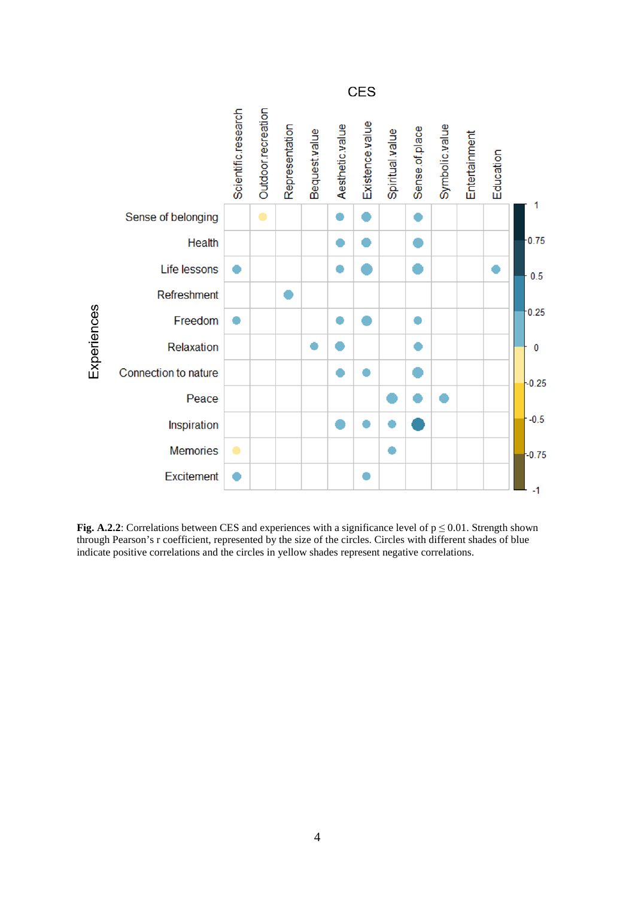CES

Scientific.research
Outdoor.recreation
Representation
Bequest.value
Aesthetic.value
Existence.value
Spiritual.value
Sense.of.place
Symbolic.value
Entertainment
Education

Experiences

Sense of belonging
Health
Life lessons
Refreshment
Freedom
Relaxation
Connection to nature
Peace
Inspiration
Memories
Excitement

1
0.75
0.5
0.25
0
-0.25
-0.5
-0.75
-1

**Fig. A.2.2**: Correlations between CES and experiences with a significance level of $p \leq 0.01$. Strength shown through Pearson's r coefficient, represented by the size of the circles. Circles with different shades of blue indicate positive correlations and the circles in yellow shades represent negative correlations.